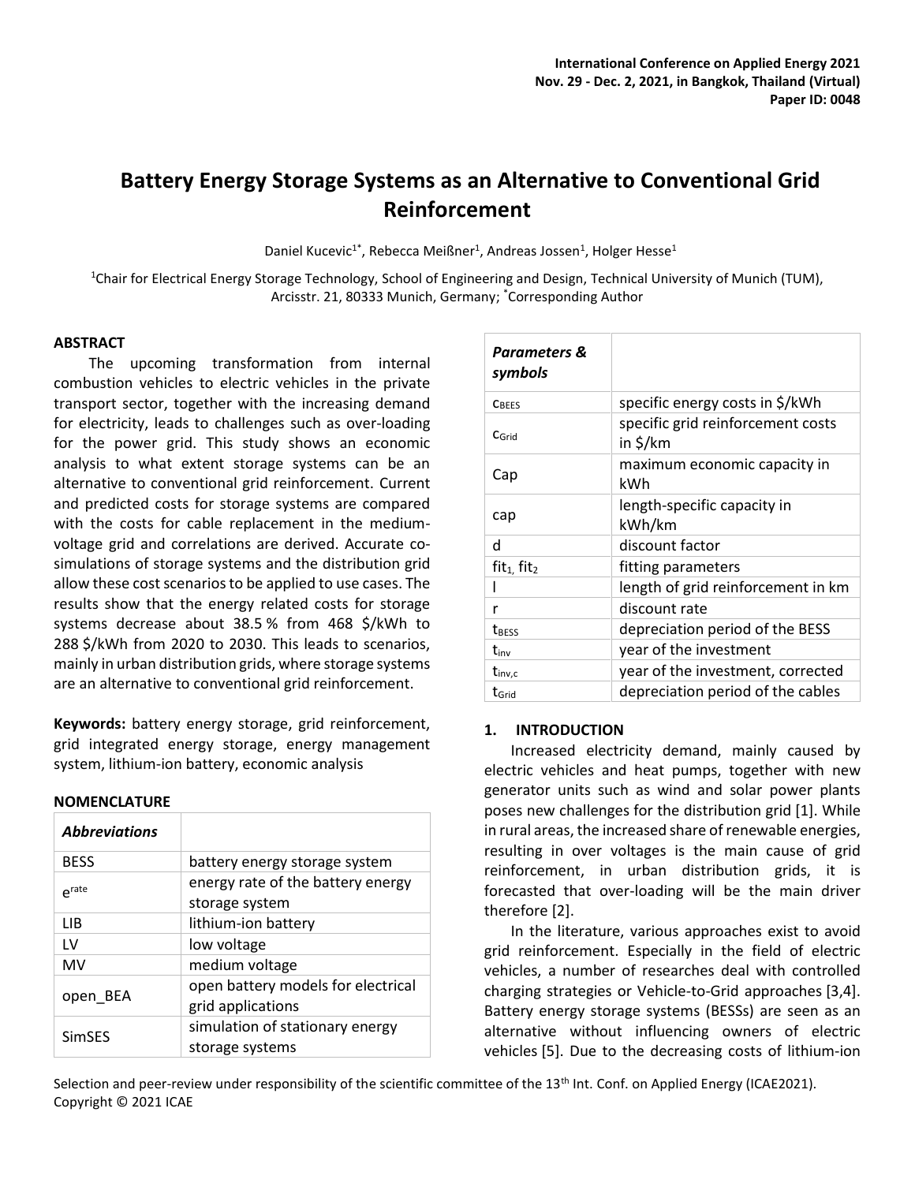# Battery Energy Storage Systems as an Alternative to Conventional Grid Reinforcement

Daniel Kucevic[1*], Rebecca Meißner[1], Andreas Jossen[1], Holger Hesse[1]

[1]Chair for Electrical Energy Storage Technology, School of Engineering and Design, Technical University of Munich (TUM), Arcisstr. 21, 80333 Munich, Germany; [*]Corresponding Author

## ABSTRACT

The upcoming transformation from internal combustion vehicles to electric vehicles in the private transport sector, together with the increasing demand for electricity, leads to challenges such as over-loading for the power grid. This study shows an economic analysis to what extent storage systems can be an alternative to conventional grid reinforcement. Current and predicted costs for storage systems are compared with the costs for cable replacement in the medium-voltage grid and correlations are derived. Accurate co-simulations of storage systems and the distribution grid allow these cost scenarios to be applied to use cases. The results show that the energy related costs for storage systems decrease about 38.5 % from 468 \$/kWh to 288 \$/kWh from 2020 to 2030. This leads to scenarios, mainly in urban distribution grids, where storage systems are an alternative to conventional grid reinforcement.

**Keywords:** battery energy storage, grid reinforcement, grid integrated energy storage, energy management system, lithium-ion battery, economic analysis

## NOMENCLATURE

| ***Abbreviations*** | |
|---|---|
| BESS | battery energy storage system |
| $e^{rate}$ | energy rate of the battery energy storage system |
| LIB | lithium-ion battery |
| LV | low voltage |
| MV | medium voltage |
| open_BEA | open battery models for electrical grid applications |
| SimSES | simulation of stationary energy storage systems |

| ***Parameters & symbols*** | |
|---|---|
| $c_{BEES}$ | specific energy costs in \$/kWh |
| $c_{Grid}$ | specific grid reinforcement costs in \$/km |
| Cap | maximum economic capacity in kWh |
| cap | length-specific capacity in kWh/km |
| d | discount factor |
| $fit_1$, $fit_2$ | fitting parameters |
| l | length of grid reinforcement in km |
| r | discount rate |
| $t_{BESS}$ | depreciation period of the BESS |
| $t_{inv}$ | year of the investment |
| $t_{inv,c}$ | year of the investment, corrected |
| $t_{Grid}$ | depreciation period of the cables |

## 1. INTRODUCTION

Increased electricity demand, mainly caused by electric vehicles and heat pumps, together with new generator units such as wind and solar power plants poses new challenges for the distribution grid [1]. While in rural areas, the increased share of renewable energies, resulting in over voltages is the main cause of grid reinforcement, in urban distribution grids, it is forecasted that over-loading will be the main driver therefore [2].

In the literature, various approaches exist to avoid grid reinforcement. Especially in the field of electric vehicles, a number of researches deal with controlled charging strategies or Vehicle-to-Grid approaches [3,4]. Battery energy storage systems (BESSs) are seen as an alternative without influencing owners of electric vehicles [5]. Due to the decreasing costs of lithium-ion

Selection and peer-review under responsibility of the scientific committee of the 13th Int. Conf. on Applied Energy (ICAE2021).
Copyright © 2021 ICAE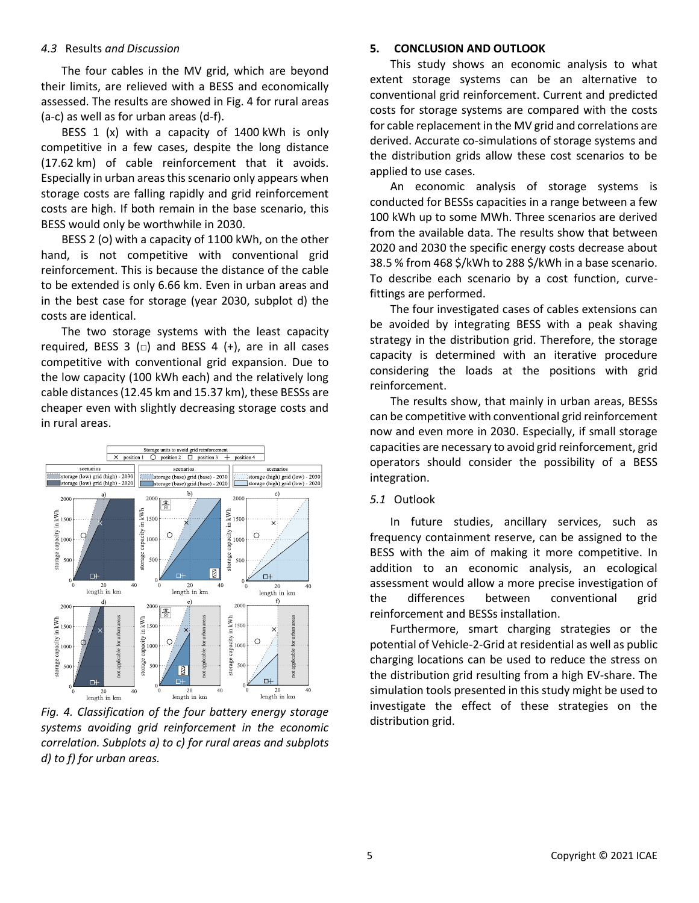### 4.3 Results *and Discussion*

The four cables in the MV grid, which are beyond their limits, are relieved with a BESS and economically assessed. The results are showed in Fig. 4 for rural areas (a-c) as well as for urban areas (d-f).

BESS 1 (x) with a capacity of 1400 kWh is only competitive in a few cases, despite the long distance (17.62 km) of cable reinforcement that it avoids. Especially in urban areas this scenario only appears when storage costs are falling rapidly and grid reinforcement costs are high. If both remain in the base scenario, this BESS would only be worthwhile in 2030.

BESS 2 (○) with a capacity of 1100 kWh, on the other hand, is not competitive with conventional grid reinforcement. This is because the distance of the cable to be extended is only 6.66 km. Even in urban areas and in the best case for storage (year 2030, subplot d) the costs are identical.

The two storage systems with the least capacity required, BESS 3 (□) and BESS 4 (+), are in all cases competitive with conventional grid expansion. Due to the low capacity (100 kWh each) and the relatively long cable distances (12.45 km and 15.37 km), these BESSs are cheaper even with slightly decreasing storage costs and in rural areas.

*Fig. 4. Classification of the four battery energy storage systems avoiding grid reinforcement in the economic correlation. Subplots a) to c) for rural areas and subplots d) to f) for urban areas.*

## 5. CONCLUSION AND OUTLOOK

This study shows an economic analysis to what extent storage systems can be an alternative to conventional grid reinforcement. Current and predicted costs for storage systems are compared with the costs for cable replacement in the MV grid and correlations are derived. Accurate co-simulations of storage systems and the distribution grids allow these cost scenarios to be applied to use cases.

An economic analysis of storage systems is conducted for BESSs capacities in a range between a few 100 kWh up to some MWh. Three scenarios are derived from the available data. The results show that between 2020 and 2030 the specific energy costs decrease about 38.5 % from 468 $/kWh to 288 $/kWh in a base scenario. To describe each scenario by a cost function, curve-fittings are performed.

The four investigated cases of cables extensions can be avoided by integrating BESS with a peak shaving strategy in the distribution grid. Therefore, the storage capacity is determined with an iterative procedure considering the loads at the positions with grid reinforcement.

The results show, that mainly in urban areas, BESSs can be competitive with conventional grid reinforcement now and even more in 2030. Especially, if small storage capacities are necessary to avoid grid reinforcement, grid operators should consider the possibility of a BESS integration.

### 5.1 Outlook

In future studies, ancillary services, such as frequency containment reserve, can be assigned to the BESS with the aim of making it more competitive. In addition to an economic analysis, an ecological assessment would allow a more precise investigation of the differences between conventional grid reinforcement and BESSs installation.

Furthermore, smart charging strategies or the potential of Vehicle-2-Grid at residential as well as public charging locations can be used to reduce the stress on the distribution grid resulting from a high EV-share. The simulation tools presented in this study might be used to investigate the effect of these strategies on the distribution grid.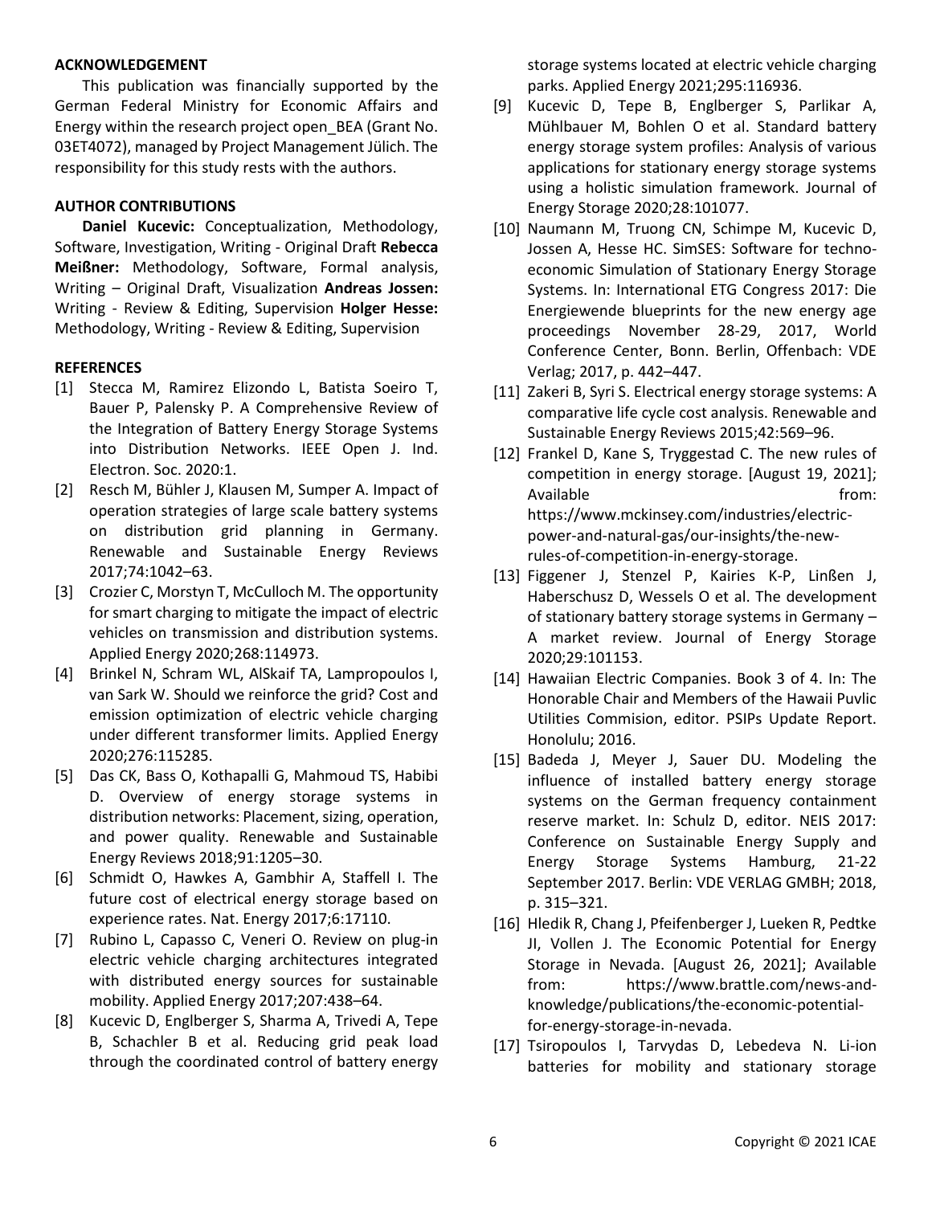## ACKNOWLEDGEMENT

This publication was financially supported by the German Federal Ministry for Economic Affairs and Energy within the research project open_BEA (Grant No. 03ET4072), managed by Project Management Jülich. The responsibility for this study rests with the authors.

## AUTHOR CONTRIBUTIONS

**Daniel Kucevic:** Conceptualization, Methodology, Software, Investigation, Writing - Original Draft **Rebecca Meißner:** Methodology, Software, Formal analysis, Writing – Original Draft, Visualization **Andreas Jossen:** Writing - Review & Editing, Supervision **Holger Hesse:** Methodology, Writing - Review & Editing, Supervision

## REFERENCES

[1] Stecca M, Ramirez Elizondo L, Batista Soeiro T, Bauer P, Palensky P. A Comprehensive Review of the Integration of Battery Energy Storage Systems into Distribution Networks. IEEE Open J. Ind. Electron. Soc. 2020:1.

[2] Resch M, Bühler J, Klausen M, Sumper A. Impact of operation strategies of large scale battery systems on distribution grid planning in Germany. Renewable and Sustainable Energy Reviews 2017;74:1042–63.

[3] Crozier C, Morstyn T, McCulloch M. The opportunity for smart charging to mitigate the impact of electric vehicles on transmission and distribution systems. Applied Energy 2020;268:114973.

[4] Brinkel N, Schram WL, AlSkaif TA, Lampropoulos I, van Sark W. Should we reinforce the grid? Cost and emission optimization of electric vehicle charging under different transformer limits. Applied Energy 2020;276:115285.

[5] Das CK, Bass O, Kothapalli G, Mahmoud TS, Habibi D. Overview of energy storage systems in distribution networks: Placement, sizing, operation, and power quality. Renewable and Sustainable Energy Reviews 2018;91:1205–30.

[6] Schmidt O, Hawkes A, Gambhir A, Staffell I. The future cost of electrical energy storage based on experience rates. Nat. Energy 2017;6:17110.

[7] Rubino L, Capasso C, Veneri O. Review on plug-in electric vehicle charging architectures integrated with distributed energy sources for sustainable mobility. Applied Energy 2017;207:438–64.

[8] Kucevic D, Englberger S, Sharma A, Trivedi A, Tepe B, Schachler B et al. Reducing grid peak load through the coordinated control of battery energy storage systems located at electric vehicle charging parks. Applied Energy 2021;295:116936.

[9] Kucevic D, Tepe B, Englberger S, Parlikar A, Mühlbauer M, Bohlen O et al. Standard battery energy storage system profiles: Analysis of various applications for stationary energy storage systems using a holistic simulation framework. Journal of Energy Storage 2020;28:101077.

[10] Naumann M, Truong CN, Schimpe M, Kucevic D, Jossen A, Hesse HC. SimSES: Software for techno-economic Simulation of Stationary Energy Storage Systems. In: International ETG Congress 2017: Die Energiewende blueprints for the new energy age proceedings November 28-29, 2017, World Conference Center, Bonn. Berlin, Offenbach: VDE Verlag; 2017, p. 442–447.

[11] Zakeri B, Syri S. Electrical energy storage systems: A comparative life cycle cost analysis. Renewable and Sustainable Energy Reviews 2015;42:569–96.

[12] Frankel D, Kane S, Tryggestad C. The new rules of competition in energy storage. [August 19, 2021]; Available from: https://www.mckinsey.com/industries/electric-power-and-natural-gas/our-insights/the-new-rules-of-competition-in-energy-storage.

[13] Figgener J, Stenzel P, Kairies K-P, Linßen J, Haberschusz D, Wessels O et al. The development of stationary battery storage systems in Germany – A market review. Journal of Energy Storage 2020;29:101153.

[14] Hawaiian Electric Companies. Book 3 of 4. In: The Honorable Chair and Members of the Hawaii Puvlic Utilities Commision, editor. PSIPs Update Report. Honolulu; 2016.

[15] Badeda J, Meyer J, Sauer DU. Modeling the influence of installed battery energy storage systems on the German frequency containment reserve market. In: Schulz D, editor. NEIS 2017: Conference on Sustainable Energy Supply and Energy Storage Systems Hamburg, 21-22 September 2017. Berlin: VDE VERLAG GMBH; 2018, p. 315–321.

[16] Hledik R, Chang J, Pfeifenberger J, Lueken R, Pedtke JI, Vollen J. The Economic Potential for Energy Storage in Nevada. [August 26, 2021]; Available from: https://www.brattle.com/news-and-knowledge/publications/the-economic-potential-for-energy-storage-in-nevada.

[17] Tsiropoulos I, Tarvydas D, Lebedeva N. Li-ion batteries for mobility and stationary storage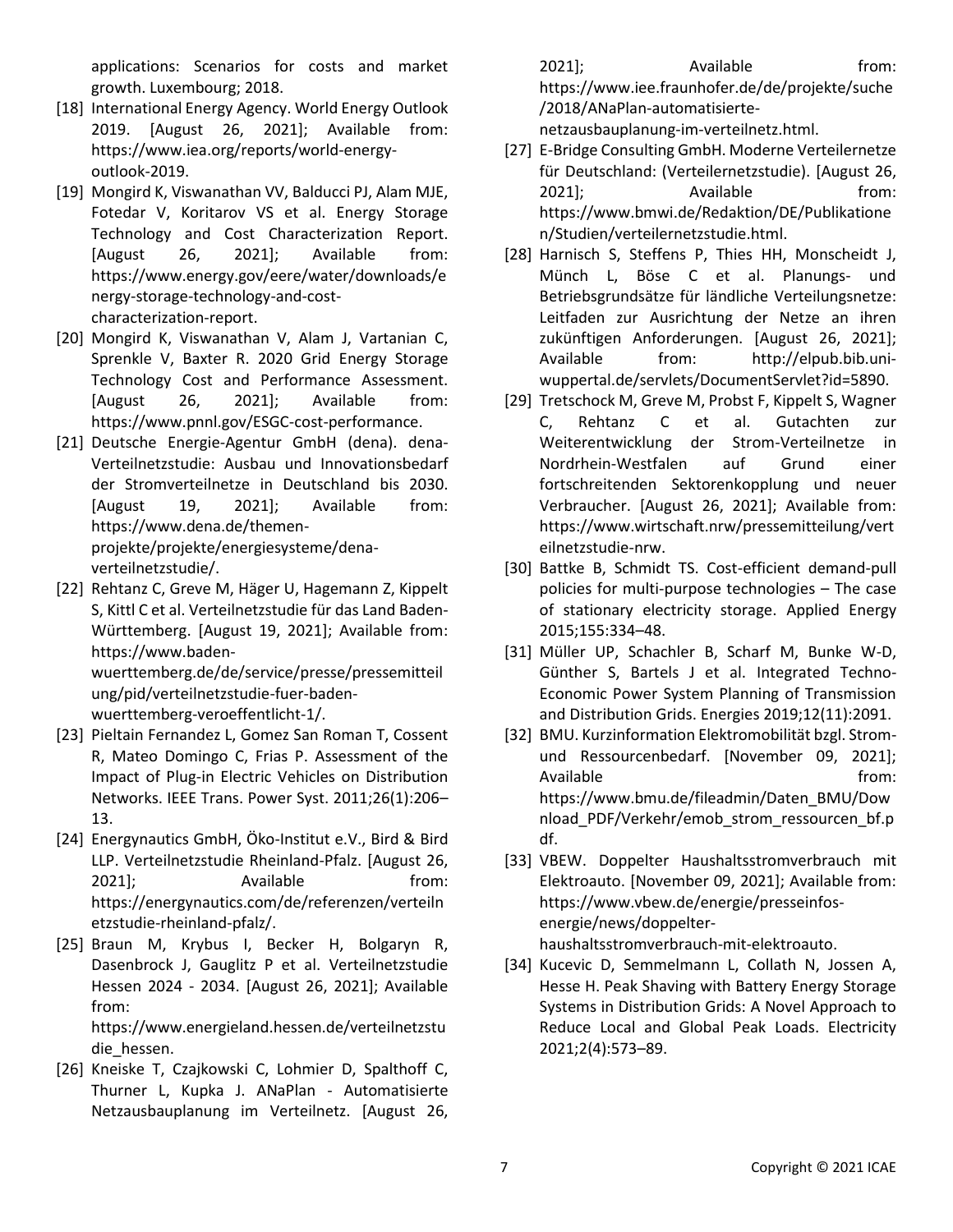applications: Scenarios for costs and market growth. Luxembourg; 2018.

[18] International Energy Agency. World Energy Outlook 2019. [August 26, 2021]; Available from: https://www.iea.org/reports/world-energy-outlook-2019.

[19] Mongird K, Viswanathan VV, Balducci PJ, Alam MJE, Fotedar V, Koritarov VS et al. Energy Storage Technology and Cost Characterization Report. [August 26, 2021]; Available from: https://www.energy.gov/eere/water/downloads/energy-storage-technology-and-cost-characterization-report.

[20] Mongird K, Viswanathan V, Alam J, Vartanian C, Sprenkle V, Baxter R. 2020 Grid Energy Storage Technology Cost and Performance Assessment. [August 26, 2021]; Available from: https://www.pnnl.gov/ESGC-cost-performance.

[21] Deutsche Energie-Agentur GmbH (dena). dena-Verteilnetzstudie: Ausbau und Innovationsbedarf der Stromverteilnetze in Deutschland bis 2030. [August 19, 2021]; Available from: https://www.dena.de/themen-projekte/projekte/energiesysteme/dena-verteilnetzstudie/.

[22] Rehtanz C, Greve M, Häger U, Hagemann Z, Kippelt S, Kittl C et al. Verteilnetzstudie für das Land Baden-Württemberg. [August 19, 2021]; Available from: https://www.baden-wuerttemberg.de/de/service/presse/pressemitteilung/pid/verteilnetzstudie-fuer-baden-wuerttemberg-veroeffentlicht-1/.

[23] Pieltain Fernandez L, Gomez San Roman T, Cossent R, Mateo Domingo C, Frias P. Assessment of the Impact of Plug-in Electric Vehicles on Distribution Networks. IEEE Trans. Power Syst. 2011;26(1):206–13.

[24] Energynautics GmbH, Öko-Institut e.V., Bird & Bird LLP. Verteilnetzstudie Rheinland-Pfalz. [August 26, 2021]; Available from: https://energynautics.com/de/referenzen/verteilnetzstudie-rheinland-pfalz/.

[25] Braun M, Krybus I, Becker H, Bolgaryn R, Dasenbrock J, Gauglitz P et al. Verteilnetzstudie Hessen 2024 - 2034. [August 26, 2021]; Available from: https://www.energieland.hessen.de/verteilnetzstudie_hessen.

[26] Kneiske T, Czajkowski C, Lohmier D, Spalthoff C, Thurner L, Kupka J. ANaPlan - Automatisierte Netzausbauplanung im Verteilnetz. [August 26, 2021]; Available from: https://www.iee.fraunhofer.de/de/projekte/suche/2018/ANaPlan-automatisierte-netzausbauplanung-im-verteilnetz.html.

[27] E-Bridge Consulting GmbH. Moderne Verteilernetze für Deutschland: (Verteilernetzstudie). [August 26, 2021]; Available from: https://www.bmwi.de/Redaktion/DE/Publikationen/Studien/verteilernetzstudie.html.

[28] Harnisch S, Steffens P, Thies HH, Monscheidt J, Münch L, Böse C et al. Planungs- und Betriebsgrundsätze für ländliche Verteilungsnetze: Leitfaden zur Ausrichtung der Netze an ihren zukünftigen Anforderungen. [August 26, 2021]; Available from: http://elpub.bib.uni-wuppertal.de/servlets/DocumentServlet?id=5890.

[29] Tretschock M, Greve M, Probst F, Kippelt S, Wagner C, Rehtanz C et al. Gutachten zur Weiterentwicklung der Strom-Verteilnetze in Nordrhein-Westfalen auf Grund einer fortschreitenden Sektorenkopplung und neuer Verbraucher. [August 26, 2021]; Available from: https://www.wirtschaft.nrw/pressemitteilung/verteilnetzstudie-nrw.

[30] Battke B, Schmidt TS. Cost-efficient demand-pull policies for multi-purpose technologies – The case of stationary electricity storage. Applied Energy 2015;155:334–48.

[31] Müller UP, Schachler B, Scharf M, Bunke W-D, Günther S, Bartels J et al. Integrated Techno-Economic Power System Planning of Transmission and Distribution Grids. Energies 2019;12(11):2091.

[32] BMU. Kurzinformation Elektromobilität bzgl. Strom- und Ressourcenbedarf. [November 09, 2021]; Available from: https://www.bmu.de/fileadmin/Daten_BMU/Download_PDF/Verkehr/emob_strom_ressourcen_bf.pdf.

[33] VBEW. Doppelter Haushaltsstromverbrauch mit Elektroauto. [November 09, 2021]; Available from: https://www.vbew.de/energie/presseinfos-energie/news/doppelter-haushaltsstromverbrauch-mit-elektroauto.

[34] Kucevic D, Semmelmann L, Collath N, Jossen A, Hesse H. Peak Shaving with Battery Energy Storage Systems in Distribution Grids: A Novel Approach to Reduce Local and Global Peak Loads. Electricity 2021;2(4):573–89.